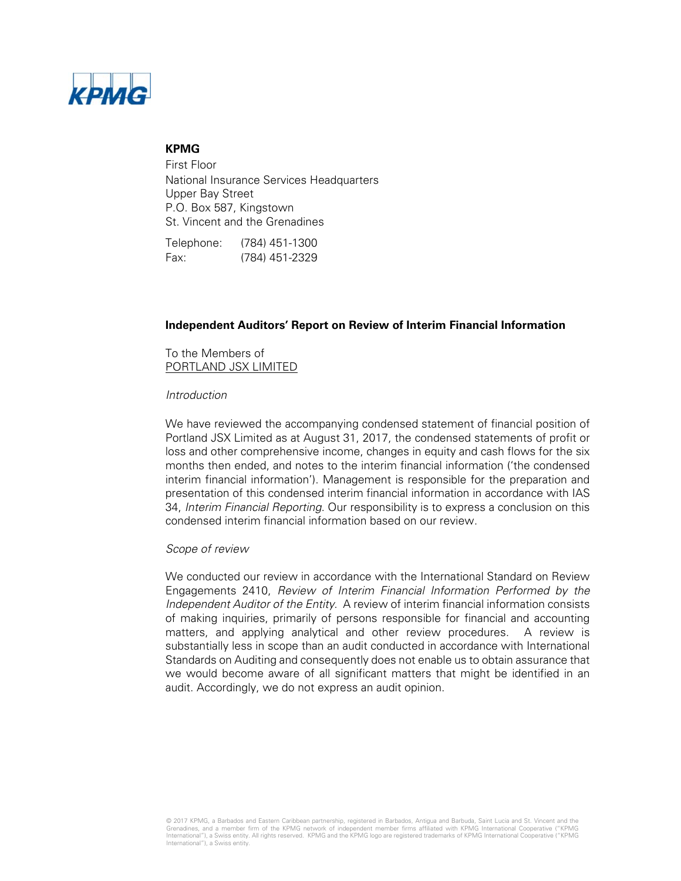**KPMG**
First Floor
National Insurance Services Headquarters
Upper Bay Street
P.O. Box 587, Kingstown
St. Vincent and the Grenadines

Telephone: (784) 451-1300
Fax: (784) 451-2329

## Independent Auditors' Report on Review of Interim Financial Information

To the Members of
PORTLAND JSX LIMITED

*Introduction*

We have reviewed the accompanying condensed statement of financial position of Portland JSX Limited as at August 31, 2017, the condensed statements of profit or loss and other comprehensive income, changes in equity and cash flows for the six months then ended, and notes to the interim financial information ('the condensed interim financial information'). Management is responsible for the preparation and presentation of this condensed interim financial information in accordance with IAS 34, *Interim Financial Reporting*. Our responsibility is to express a conclusion on this condensed interim financial information based on our review.

*Scope of review*

We conducted our review in accordance with the International Standard on Review Engagements 2410, *Review of Interim Financial Information Performed by the Independent Auditor of the Entity*. A review of interim financial information consists of making inquiries, primarily of persons responsible for financial and accounting matters, and applying analytical and other review procedures. A review is substantially less in scope than an audit conducted in accordance with International Standards on Auditing and consequently does not enable us to obtain assurance that we would become aware of all significant matters that might be identified in an audit. Accordingly, we do not express an audit opinion.

© 2017 KPMG, a Barbados and Eastern Caribbean partnership, registered in Barbados, Antigua and Barbuda, Saint Lucia and St. Vincent and the Grenadines, and a member firm of the KPMG network of independent member firms affiliated with KPMG International Cooperative ("KPMG International"), a Swiss entity. All rights reserved. KPMG and the KPMG logo are registered trademarks of KPMG International Cooperative ("KPMG International"), a Swiss entity.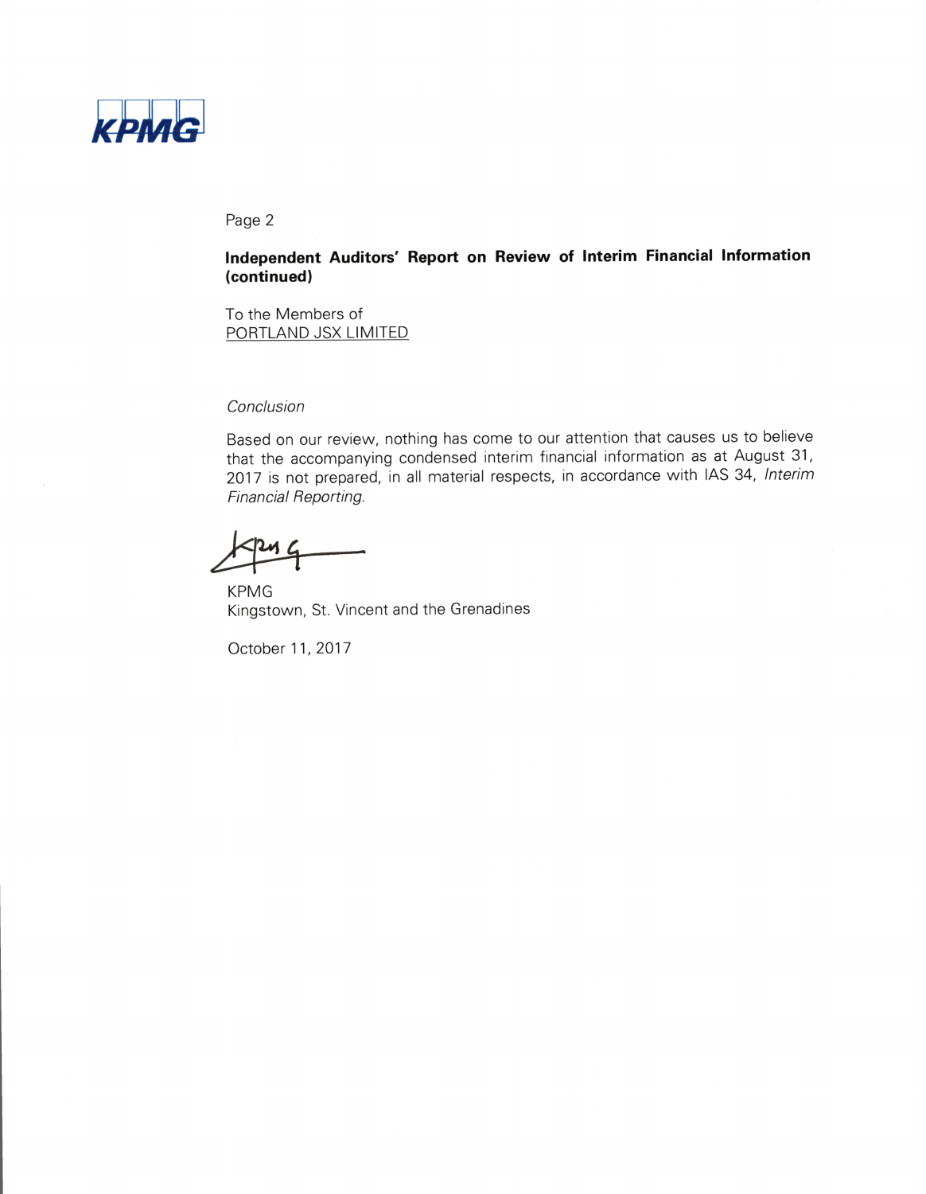**Independent Auditors' Report on Review of Interim Financial Information (continued)**

To the Members of
PORTLAND JSX LIMITED

*Conclusion*

Based on our review, nothing has come to our attention that causes us to believe that the accompanying condensed interim financial information as at August 31, 2017 is not prepared, in all material respects, in accordance with IAS 34, *Interim Financial Reporting*.

KPMG
Kingstown, St. Vincent and the Grenadines

October 11, 2017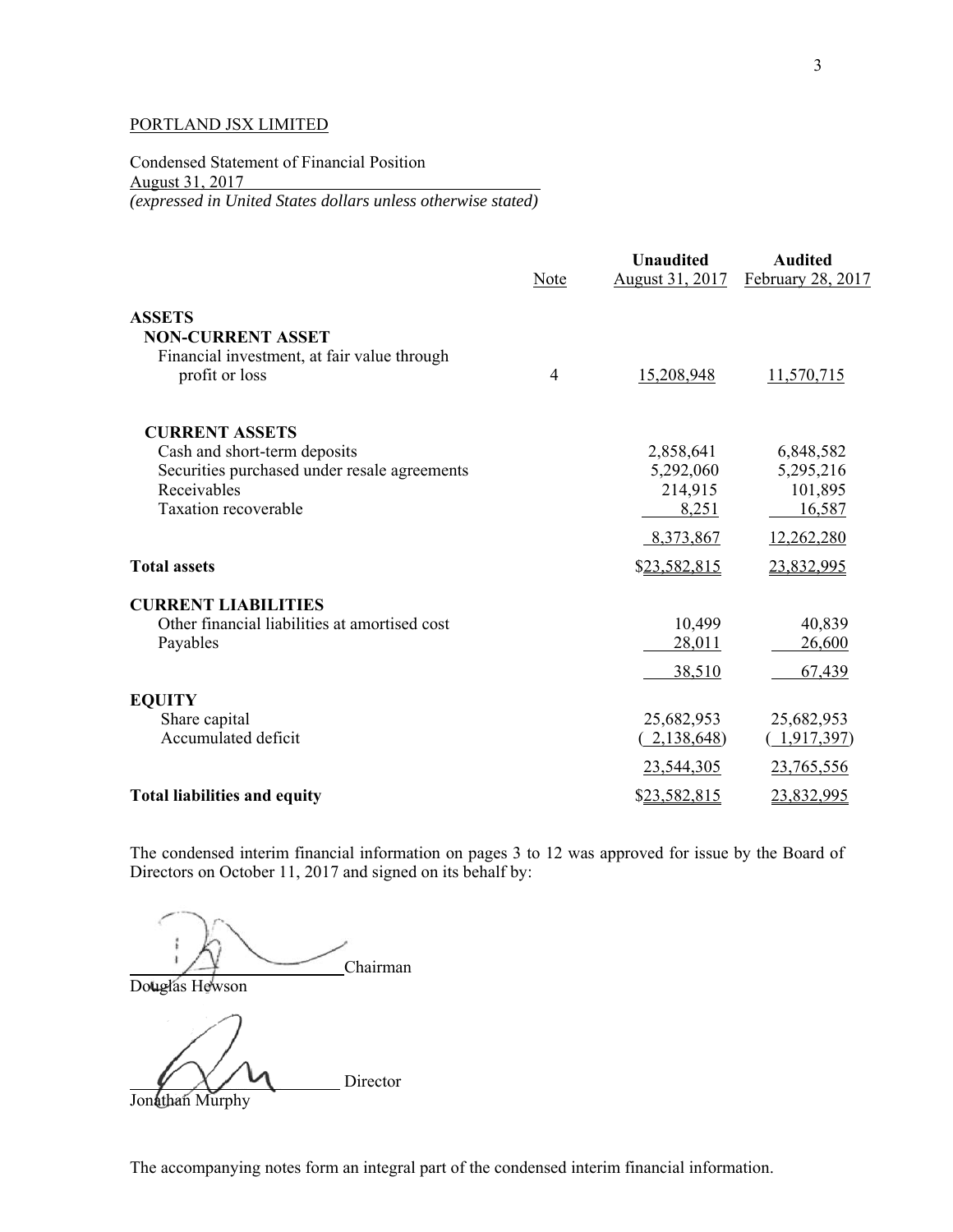PORTLAND JSX LIMITED

Condensed Statement of Financial Position
August 31, 2017
*(expressed in United States dollars unless otherwise stated)*

| | Note | **Unaudited** August 31, 2017 | **Audited** February 28, 2017 |
|---|---|---|---|
| **ASSETS** | | | |
| **NON-CURRENT ASSET** | | | |
| Financial investment, at fair value through profit or loss | 4 | 15,208,948 | 11,570,715 |
| **CURRENT ASSETS** | | | |
| Cash and short-term deposits | | 2,858,641 | 6,848,582 |
| Securities purchased under resale agreements | | 5,292,060 | 5,295,216 |
| Receivables | | 214,915 | 101,895 |
| Taxation recoverable | | 8,251 | 16,587 |
| | | 8,373,867 | 12,262,280 |
| **Total assets** | | $23,582,815 | 23,832,995 |
| **CURRENT LIABILITIES** | | | |
| Other financial liabilities at amortised cost | | 10,499 | 40,839 |
| Payables | | 28,011 | 26,600 |
| | | 38,510 | 67,439 |
| **EQUITY** | | | |
| Share capital | | 25,682,953 | 25,682,953 |
| Accumulated deficit | | ( 2,138,648) | ( 1,917,397) |
| | | 23,544,305 | 23,765,556 |
| **Total liabilities and equity** | | $23,582,815 | 23,832,995 |

The condensed interim financial information on pages 3 to 12 was approved for issue by the Board of Directors on October 11, 2017 and signed on its behalf by:

Chairman
Douglas Hewson

Director
Jonathan Murphy

The accompanying notes form an integral part of the condensed interim financial information.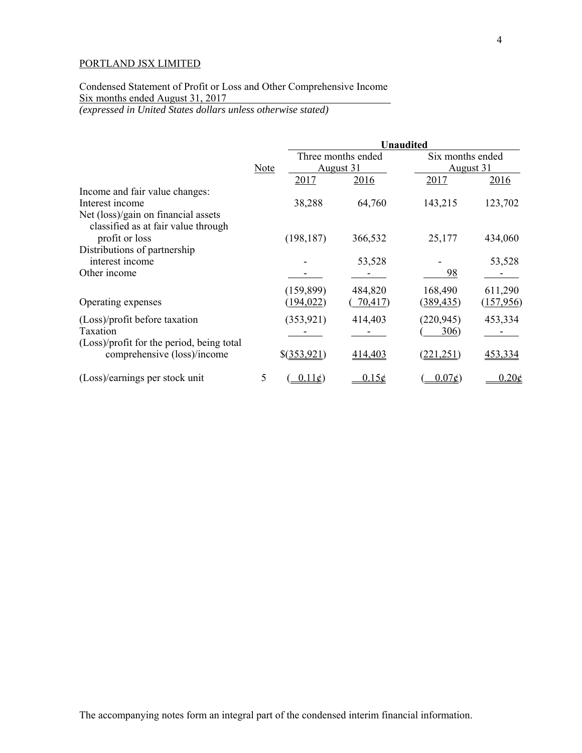PORTLAND JSX LIMITED

Condensed Statement of Profit or Loss and Other Comprehensive Income
Six months ended August 31, 2017
*(expressed in United States dollars unless otherwise stated)*

| | Note | Unaudited | | | |
|---|---|---|---|---|---|
| | | Three months ended August 31 | | Six months ended August 31 | |
| | | 2017 | 2016 | 2017 | 2016 |
| Income and fair value changes: | | | | | |
| Interest income | | 38,288 | 64,760 | 143,215 | 123,702 |
| Net (loss)/gain on financial assets classified as at fair value through profit or loss | | (198,187) | 366,532 | 25,177 | 434,060 |
| Distributions of partnership interest income | | - | 53,528 | - | 53,528 |
| Other income | | - | - | 98 | - |
| | | (159,899) | 484,820 | 168,490 | 611,290 |
| Operating expenses | | (194,022) | (70,417) | (389,435) | (157,956) |
| (Loss)/profit before taxation | | (353,921) | 414,403 | (220,945) | 453,334 |
| Taxation | | - | - | (306) | - |
| (Loss)/profit for the period, being total comprehensive (loss)/income | | $(353,921) | 414,403 | (221,251) | 453,334 |
| (Loss)/earnings per stock unit | 5 | (0.11¢) | 0.15¢ | (0.07¢) | 0.20¢ |

The accompanying notes form an integral part of the condensed interim financial information.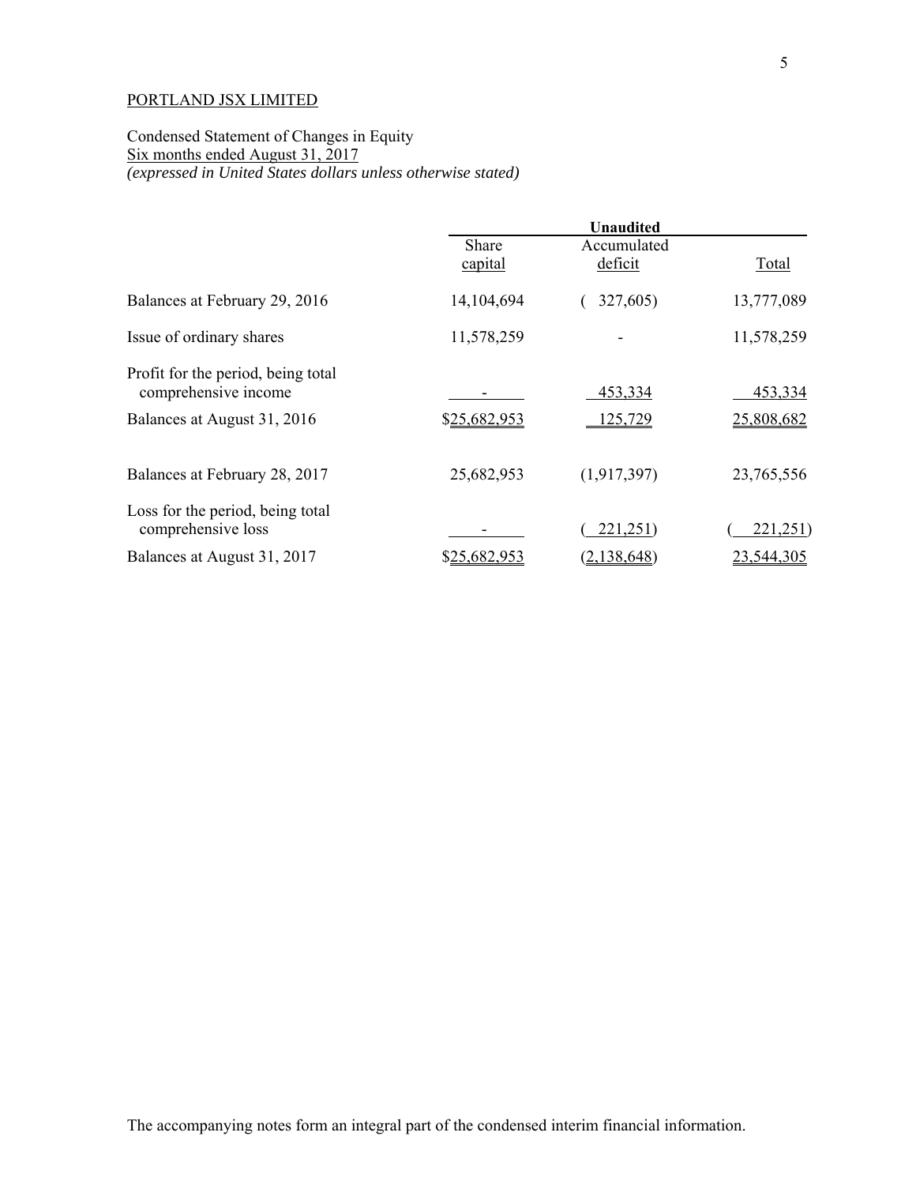PORTLAND JSX LIMITED

Condensed Statement of Changes in Equity
Six months ended August 31, 2017
*(expressed in United States dollars unless otherwise stated)*

| | Unaudited | | |
|---|---|---|---|
| | Share capital | Accumulated deficit | Total |
| Balances at February 29, 2016 | 14,104,694 | ( 327,605) | 13,777,089 |
| Issue of ordinary shares | 11,578,259 | - | 11,578,259 |
| Profit for the period, being total comprehensive income | - | 453,334 | 453,334 |
| Balances at August 31, 2016 | $25,682,953 | 125,729 | 25,808,682 |
| | | | |
| Balances at February 28, 2017 | 25,682,953 | (1,917,397) | 23,765,556 |
| Loss for the period, being total comprehensive loss | - | ( 221,251) | ( 221,251) |
| Balances at August 31, 2017 | $25,682,953 | (2,138,648) | 23,544,305 |

The accompanying notes form an integral part of the condensed interim financial information.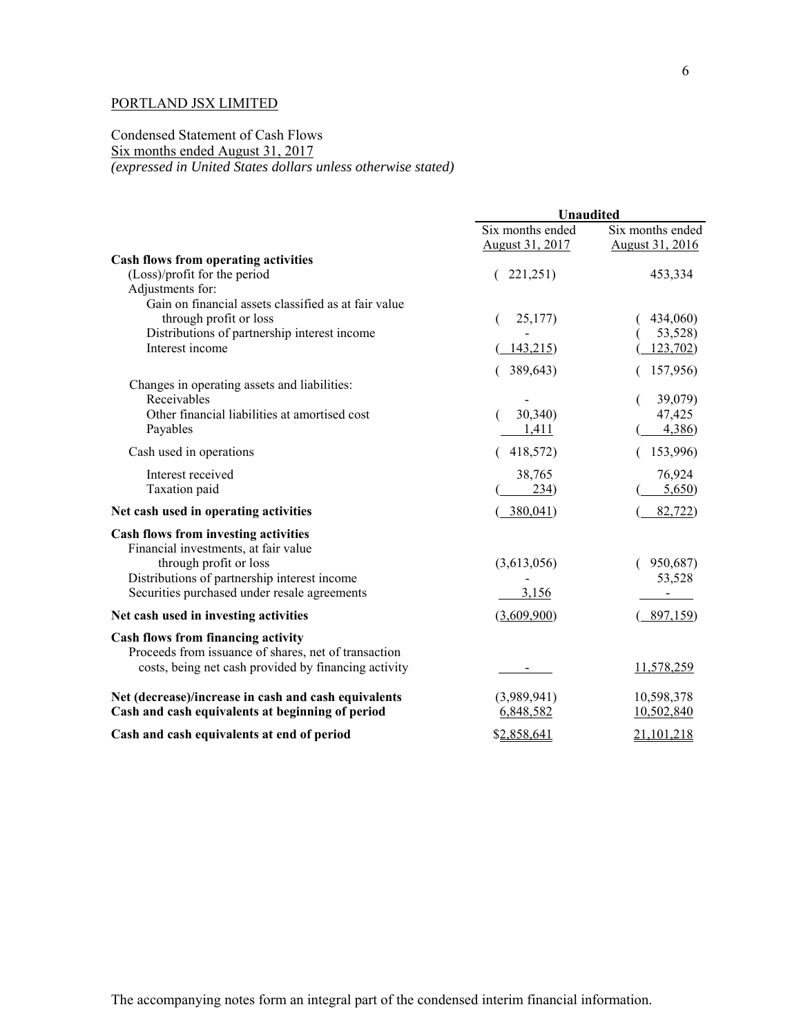PORTLAND JSX LIMITED

Condensed Statement of Cash Flows
Six months ended August 31, 2017
*(expressed in United States dollars unless otherwise stated)*

| | Unaudited | |
|---|---|---|
| | Six months ended August 31, 2017 | Six months ended August 31, 2016 |
| **Cash flows from operating activities** | | |
| (Loss)/profit for the period | ( 221,251) | 453,334 |
| Adjustments for: | | |
| Gain on financial assets classified as at fair value through profit or loss | ( 25,177) | ( 434,060) |
| Distributions of partnership interest income | - | ( 53,528) |
| Interest income | ( 143,215) | ( 123,702) |
| | ( 389,643) | ( 157,956) |
| Changes in operating assets and liabilities: | | |
| Receivables | - | ( 39,079) |
| Other financial liabilities at amortised cost | ( 30,340) | 47,425 |
| Payables | 1,411 | ( 4,386) |
| Cash used in operations | ( 418,572) | ( 153,996) |
| Interest received | 38,765 | 76,924 |
| Taxation paid | ( 234) | ( 5,650) |
| **Net cash used in operating activities** | ( 380,041) | ( 82,722) |
| **Cash flows from investing activities** | | |
| Financial investments, at fair value through profit or loss | (3,613,056) | ( 950,687) |
| Distributions of partnership interest income | - | 53,528 |
| Securities purchased under resale agreements | 3,156 | - |
| **Net cash used in investing activities** | (3,609,900) | ( 897,159) |
| **Cash flows from financing activity** | | |
| Proceeds from issuance of shares, net of transaction costs, being net cash provided by financing activity | - | 11,578,259 |
| **Net (decrease)/increase in cash and cash equivalents** | (3,989,941) | 10,598,378 |
| **Cash and cash equivalents at beginning of period** | 6,848,582 | 10,502,840 |
| **Cash and cash equivalents at end of period** | $2,858,641 | 21,101,218 |

The accompanying notes form an integral part of the condensed interim financial information.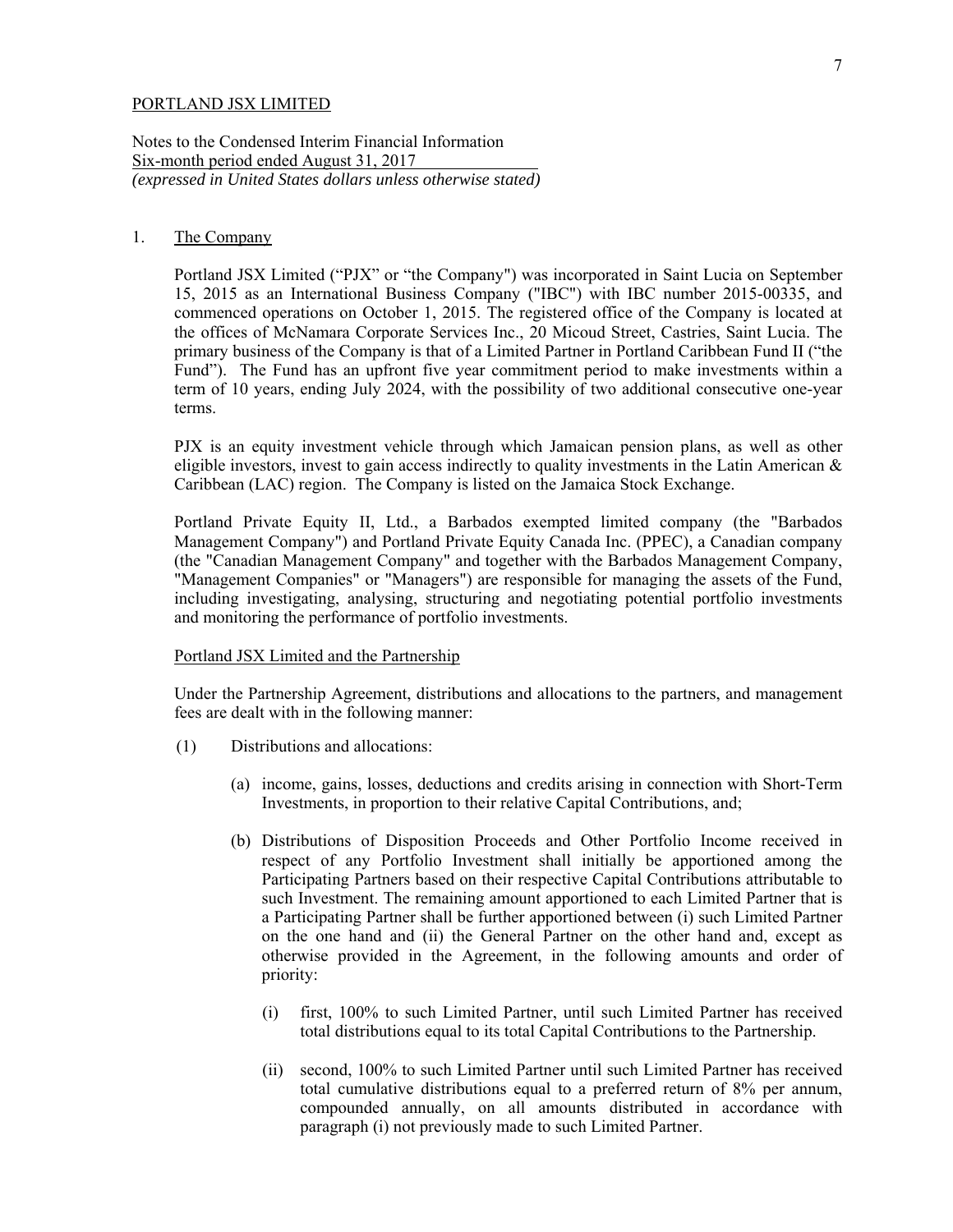PORTLAND JSX LIMITED

Notes to the Condensed Interim Financial Information
Six-month period ended August 31, 2017
*(expressed in United States dollars unless otherwise stated)*

## 1. The Company

Portland JSX Limited ("PJX" or "the Company") was incorporated in Saint Lucia on September 15, 2015 as an International Business Company ("IBC") with IBC number 2015-00335, and commenced operations on October 1, 2015. The registered office of the Company is located at the offices of McNamara Corporate Services Inc., 20 Micoud Street, Castries, Saint Lucia. The primary business of the Company is that of a Limited Partner in Portland Caribbean Fund II ("the Fund"). The Fund has an upfront five year commitment period to make investments within a term of 10 years, ending July 2024, with the possibility of two additional consecutive one-year terms.

PJX is an equity investment vehicle through which Jamaican pension plans, as well as other eligible investors, invest to gain access indirectly to quality investments in the Latin American & Caribbean (LAC) region. The Company is listed on the Jamaica Stock Exchange.

Portland Private Equity II, Ltd., a Barbados exempted limited company (the "Barbados Management Company") and Portland Private Equity Canada Inc. (PPEC), a Canadian company (the "Canadian Management Company" and together with the Barbados Management Company, "Management Companies" or "Managers") are responsible for managing the assets of the Fund, including investigating, analysing, structuring and negotiating potential portfolio investments and monitoring the performance of portfolio investments.

### Portland JSX Limited and the Partnership

Under the Partnership Agreement, distributions and allocations to the partners, and management fees are dealt with in the following manner:

(1) Distributions and allocations:

(a) income, gains, losses, deductions and credits arising in connection with Short-Term Investments, in proportion to their relative Capital Contributions, and;

(b) Distributions of Disposition Proceeds and Other Portfolio Income received in respect of any Portfolio Investment shall initially be apportioned among the Participating Partners based on their respective Capital Contributions attributable to such Investment. The remaining amount apportioned to each Limited Partner that is a Participating Partner shall be further apportioned between (i) such Limited Partner on the one hand and (ii) the General Partner on the other hand and, except as otherwise provided in the Agreement, in the following amounts and order of priority:

(i) first, 100% to such Limited Partner, until such Limited Partner has received total distributions equal to its total Capital Contributions to the Partnership.

(ii) second, 100% to such Limited Partner until such Limited Partner has received total cumulative distributions equal to a preferred return of 8% per annum, compounded annually, on all amounts distributed in accordance with paragraph (i) not previously made to such Limited Partner.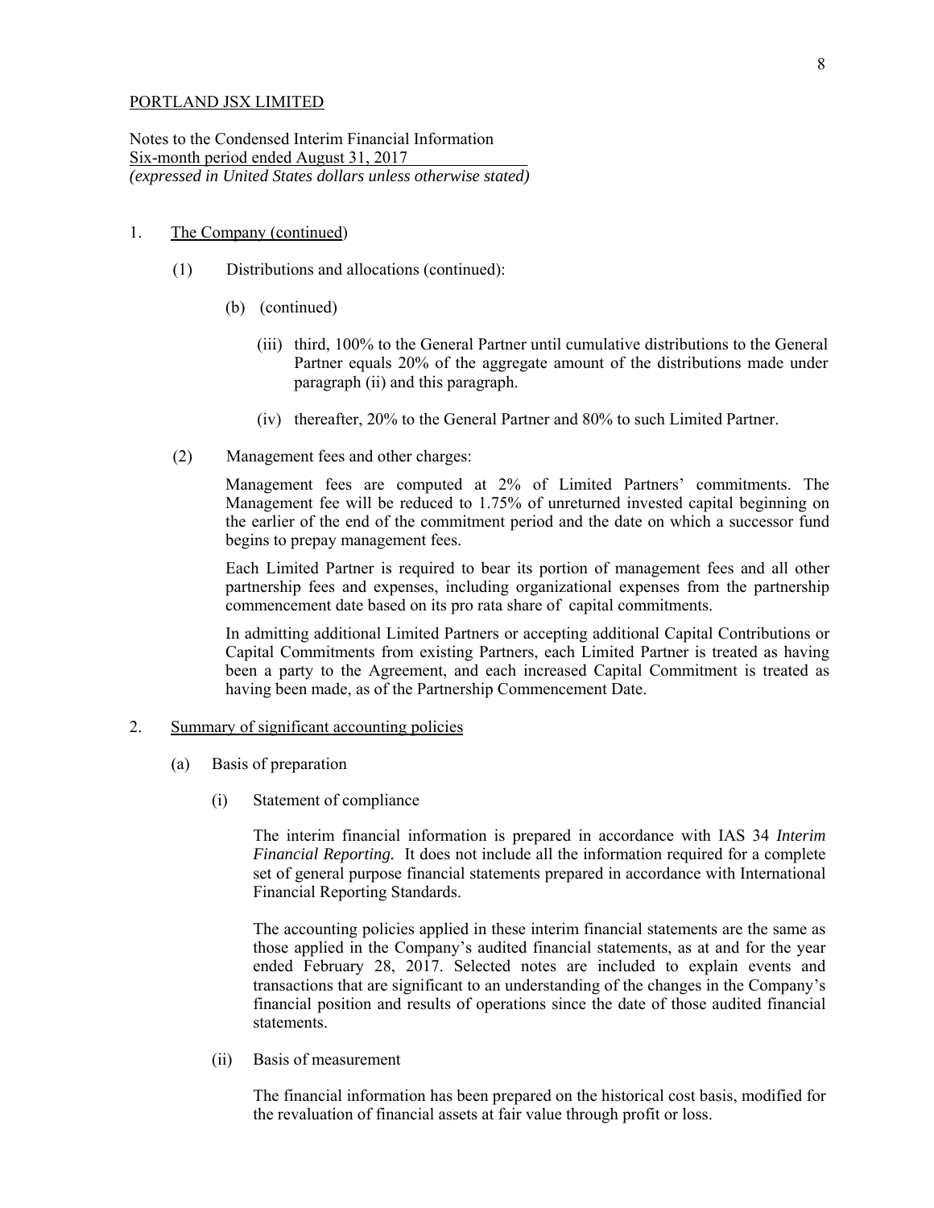PORTLAND JSX LIMITED

Notes to the Condensed Interim Financial Information
Six-month period ended August 31, 2017
*(expressed in United States dollars unless otherwise stated)*

1. The Company (continued)

   (1) Distributions and allocations (continued):

      (b) (continued)

         (iii) third, 100% to the General Partner until cumulative distributions to the General Partner equals 20% of the aggregate amount of the distributions made under paragraph (ii) and this paragraph.

         (iv) thereafter, 20% to the General Partner and 80% to such Limited Partner.

   (2) Management fees and other charges:

      Management fees are computed at 2% of Limited Partners' commitments. The Management fee will be reduced to 1.75% of unreturned invested capital beginning on the earlier of the end of the commitment period and the date on which a successor fund begins to prepay management fees.

      Each Limited Partner is required to bear its portion of management fees and all other partnership fees and expenses, including organizational expenses from the partnership commencement date based on its pro rata share of capital commitments.

      In admitting additional Limited Partners or accepting additional Capital Contributions or Capital Commitments from existing Partners, each Limited Partner is treated as having been a party to the Agreement, and each increased Capital Commitment is treated as having been made, as of the Partnership Commencement Date.

2. Summary of significant accounting policies

   (a) Basis of preparation

      (i) Statement of compliance

         The interim financial information is prepared in accordance with IAS 34 *Interim Financial Reporting.* It does not include all the information required for a complete set of general purpose financial statements prepared in accordance with International Financial Reporting Standards.

         The accounting policies applied in these interim financial statements are the same as those applied in the Company's audited financial statements, as at and for the year ended February 28, 2017. Selected notes are included to explain events and transactions that are significant to an understanding of the changes in the Company's financial position and results of operations since the date of those audited financial statements.

      (ii) Basis of measurement

         The financial information has been prepared on the historical cost basis, modified for the revaluation of financial assets at fair value through profit or loss.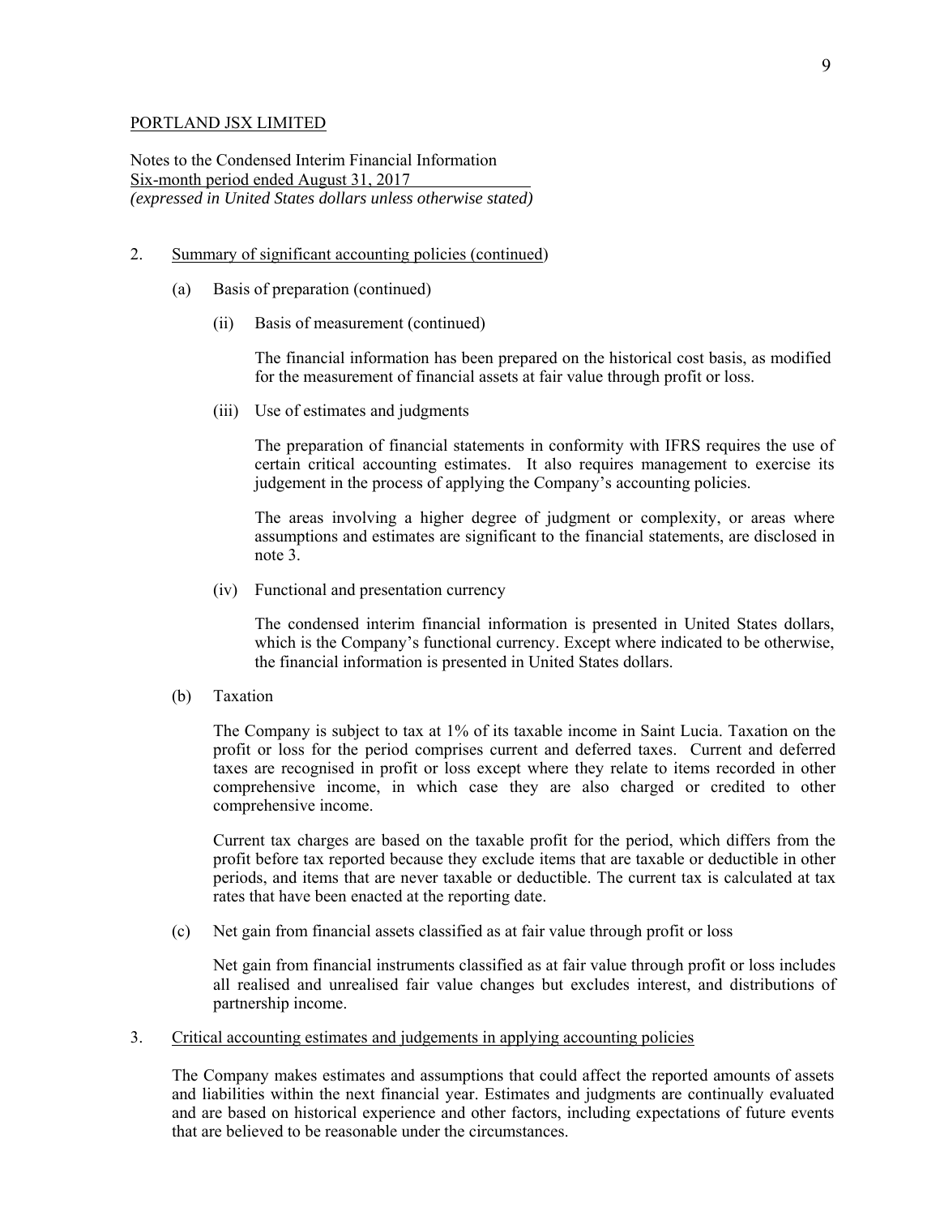PORTLAND JSX LIMITED

Notes to the Condensed Interim Financial Information
Six-month period ended August 31, 2017
*(expressed in United States dollars unless otherwise stated)*

2. Summary of significant accounting policies (continued)

   (a) Basis of preparation (continued)

      (ii) Basis of measurement (continued)

      The financial information has been prepared on the historical cost basis, as modified for the measurement of financial assets at fair value through profit or loss.

      (iii) Use of estimates and judgments

      The preparation of financial statements in conformity with IFRS requires the use of certain critical accounting estimates. It also requires management to exercise its judgement in the process of applying the Company's accounting policies.

      The areas involving a higher degree of judgment or complexity, or areas where assumptions and estimates are significant to the financial statements, are disclosed in note 3.

      (iv) Functional and presentation currency

      The condensed interim financial information is presented in United States dollars, which is the Company's functional currency. Except where indicated to be otherwise, the financial information is presented in United States dollars.

   (b) Taxation

   The Company is subject to tax at 1% of its taxable income in Saint Lucia. Taxation on the profit or loss for the period comprises current and deferred taxes. Current and deferred taxes are recognised in profit or loss except where they relate to items recorded in other comprehensive income, in which case they are also charged or credited to other comprehensive income.

   Current tax charges are based on the taxable profit for the period, which differs from the profit before tax reported because they exclude items that are taxable or deductible in other periods, and items that are never taxable or deductible. The current tax is calculated at tax rates that have been enacted at the reporting date.

   (c) Net gain from financial assets classified as at fair value through profit or loss

   Net gain from financial instruments classified as at fair value through profit or loss includes all realised and unrealised fair value changes but excludes interest, and distributions of partnership income.

3. Critical accounting estimates and judgements in applying accounting policies

The Company makes estimates and assumptions that could affect the reported amounts of assets and liabilities within the next financial year. Estimates and judgments are continually evaluated and are based on historical experience and other factors, including expectations of future events that are believed to be reasonable under the circumstances.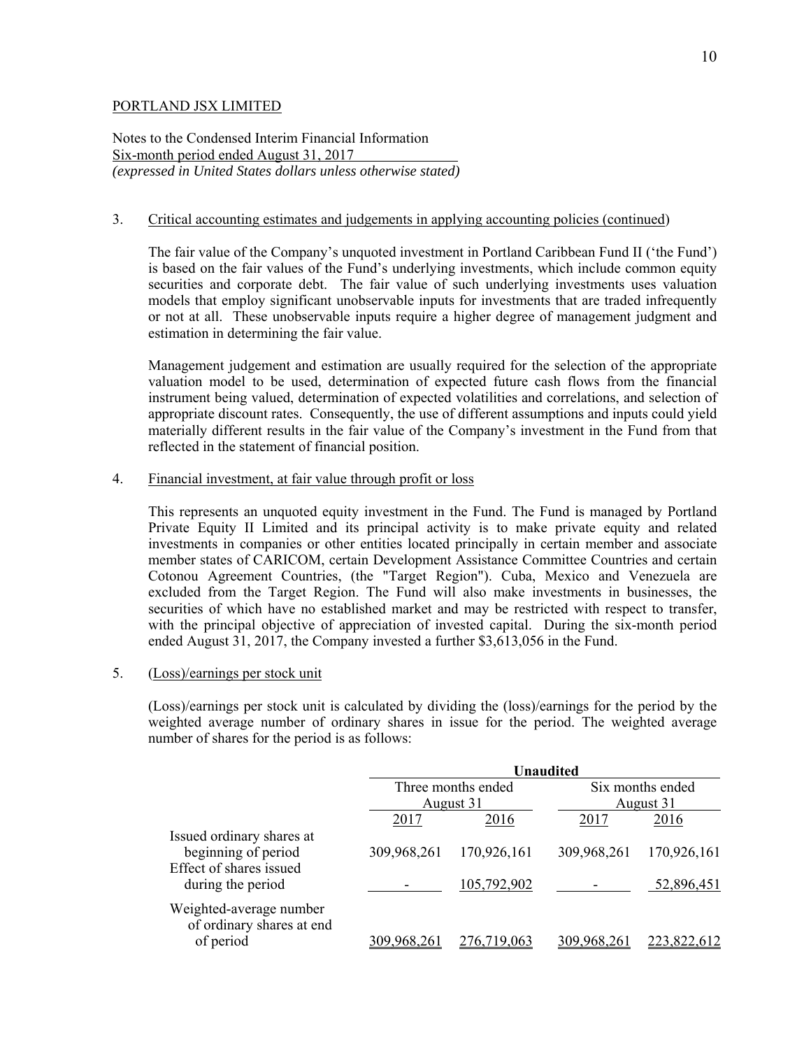PORTLAND JSX LIMITED

Notes to the Condensed Interim Financial Information
Six-month period ended August 31, 2017
*(expressed in United States dollars unless otherwise stated)*

3. Critical accounting estimates and judgements in applying accounting policies (continued)

The fair value of the Company's unquoted investment in Portland Caribbean Fund II ('the Fund') is based on the fair values of the Fund's underlying investments, which include common equity securities and corporate debt. The fair value of such underlying investments uses valuation models that employ significant unobservable inputs for investments that are traded infrequently or not at all. These unobservable inputs require a higher degree of management judgment and estimation in determining the fair value.

Management judgement and estimation are usually required for the selection of the appropriate valuation model to be used, determination of expected future cash flows from the financial instrument being valued, determination of expected volatilities and correlations, and selection of appropriate discount rates. Consequently, the use of different assumptions and inputs could yield materially different results in the fair value of the Company's investment in the Fund from that reflected in the statement of financial position.

4. Financial investment, at fair value through profit or loss

This represents an unquoted equity investment in the Fund. The Fund is managed by Portland Private Equity II Limited and its principal activity is to make private equity and related investments in companies or other entities located principally in certain member and associate member states of CARICOM, certain Development Assistance Committee Countries and certain Cotonou Agreement Countries, (the "Target Region"). Cuba, Mexico and Venezuela are excluded from the Target Region. The Fund will also make investments in businesses, the securities of which have no established market and may be restricted with respect to transfer, with the principal objective of appreciation of invested capital. During the six-month period ended August 31, 2017, the Company invested a further $3,613,056 in the Fund.

5. (Loss)/earnings per stock unit

(Loss)/earnings per stock unit is calculated by dividing the (loss)/earnings for the period by the weighted average number of ordinary shares in issue for the period. The weighted average number of shares for the period is as follows:

| | **Unaudited** | | | |
|---|---|---|---|---|
| | Three months ended August 31 | | Six months ended August 31 | |
| | 2017 | 2016 | 2017 | 2016 |
| Issued ordinary shares at beginning of period | 309,968,261 | 170,926,161 | 309,968,261 | 170,926,161 |
| Effect of shares issued during the period | - | 105,792,902 | - | 52,896,451 |
| Weighted-average number of ordinary shares at end of period | 309,968,261 | 276,719,063 | 309,968,261 | 223,822,612 |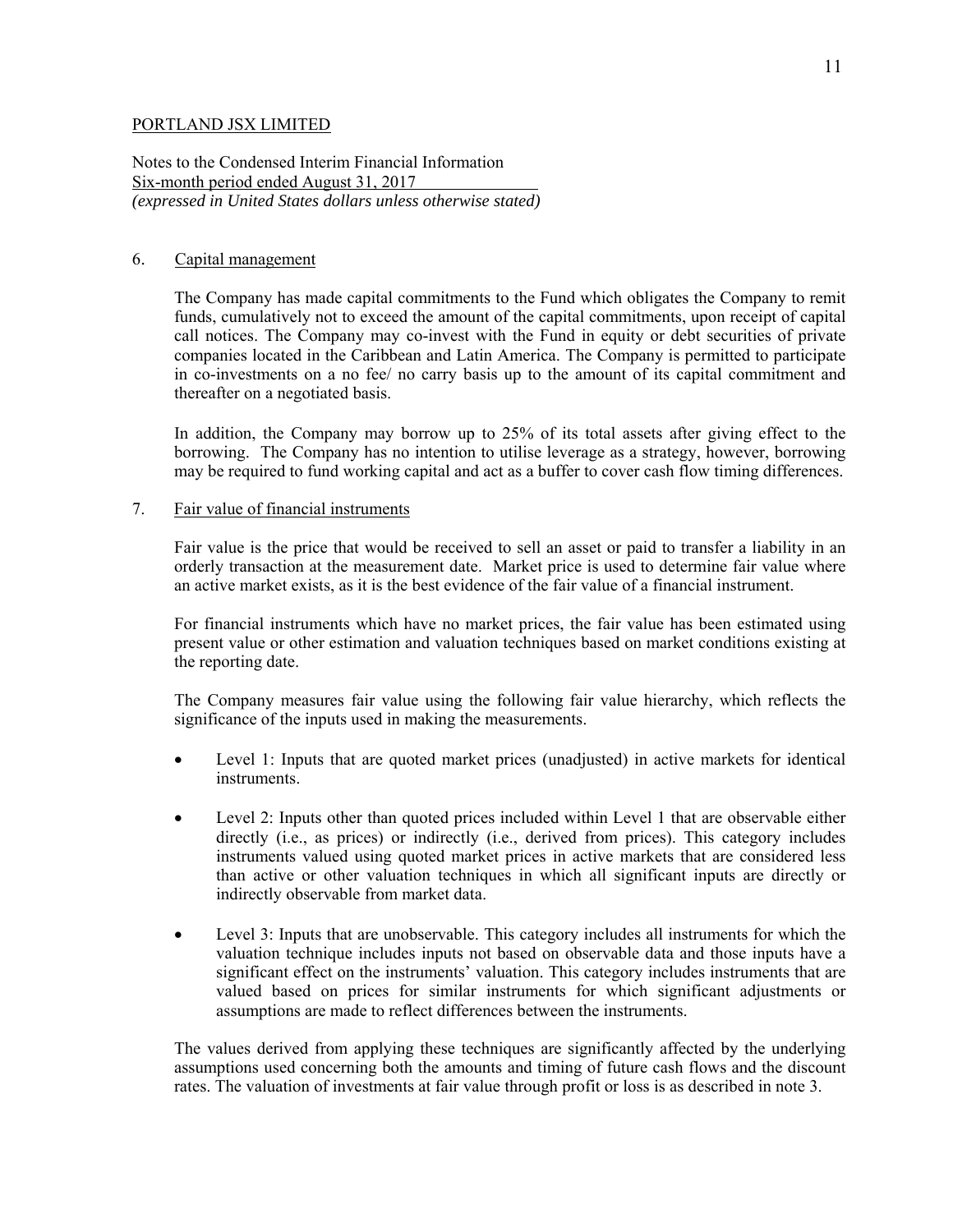PORTLAND JSX LIMITED

Notes to the Condensed Interim Financial Information
Six-month period ended August 31, 2017
*(expressed in United States dollars unless otherwise stated)*

## 6. Capital management

The Company has made capital commitments to the Fund which obligates the Company to remit funds, cumulatively not to exceed the amount of the capital commitments, upon receipt of capital call notices. The Company may co-invest with the Fund in equity or debt securities of private companies located in the Caribbean and Latin America. The Company is permitted to participate in co-investments on a no fee/ no carry basis up to the amount of its capital commitment and thereafter on a negotiated basis.

In addition, the Company may borrow up to 25% of its total assets after giving effect to the borrowing. The Company has no intention to utilise leverage as a strategy, however, borrowing may be required to fund working capital and act as a buffer to cover cash flow timing differences.

## 7. Fair value of financial instruments

Fair value is the price that would be received to sell an asset or paid to transfer a liability in an orderly transaction at the measurement date. Market price is used to determine fair value where an active market exists, as it is the best evidence of the fair value of a financial instrument.

For financial instruments which have no market prices, the fair value has been estimated using present value or other estimation and valuation techniques based on market conditions existing at the reporting date.

The Company measures fair value using the following fair value hierarchy, which reflects the significance of the inputs used in making the measurements.

- Level 1: Inputs that are quoted market prices (unadjusted) in active markets for identical instruments.
- Level 2: Inputs other than quoted prices included within Level 1 that are observable either directly (i.e., as prices) or indirectly (i.e., derived from prices). This category includes instruments valued using quoted market prices in active markets that are considered less than active or other valuation techniques in which all significant inputs are directly or indirectly observable from market data.
- Level 3: Inputs that are unobservable. This category includes all instruments for which the valuation technique includes inputs not based on observable data and those inputs have a significant effect on the instruments' valuation. This category includes instruments that are valued based on prices for similar instruments for which significant adjustments or assumptions are made to reflect differences between the instruments.

The values derived from applying these techniques are significantly affected by the underlying assumptions used concerning both the amounts and timing of future cash flows and the discount rates. The valuation of investments at fair value through profit or loss is as described in note 3.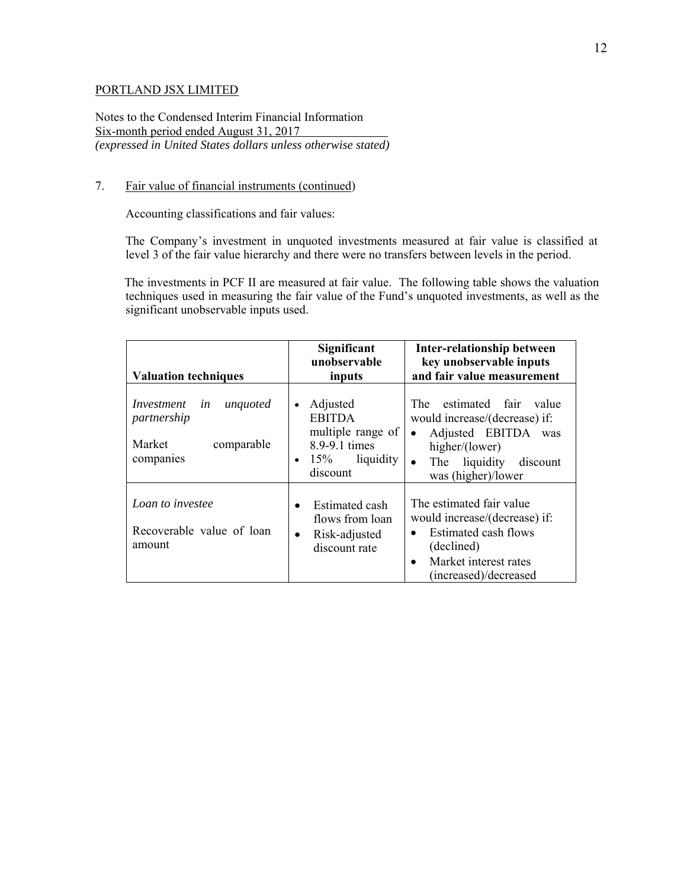PORTLAND JSX LIMITED

Notes to the Condensed Interim Financial Information
Six-month period ended August 31, 2017
*(expressed in United States dollars unless otherwise stated)*

7. Fair value of financial instruments (continued)

Accounting classifications and fair values:

The Company's investment in unquoted investments measured at fair value is classified at level 3 of the fair value hierarchy and there were no transfers between levels in the period.

The investments in PCF II are measured at fair value. The following table shows the valuation techniques used in measuring the fair value of the Fund's unquoted investments, as well as the significant unobservable inputs used.

| **Valuation techniques** | **Significant unobservable inputs** | **Inter-relationship between key unobservable inputs and fair value measurement** |
|---|---|---|
| *Investment in unquoted partnership*<br><br>Market comparable companies | • Adjusted EBITDA multiple range of 8.9-9.1 times<br>• 15% liquidity discount | The estimated fair value would increase/(decrease) if:<br>• Adjusted EBITDA was higher/(lower)<br>• The liquidity discount was (higher)/lower |
| *Loan to investee*<br><br>Recoverable value of loan amount | • Estimated cash flows from loan<br>• Risk-adjusted discount rate | The estimated fair value would increase/(decrease) if:<br>• Estimated cash flows (declined)<br>• Market interest rates (increased)/decreased |